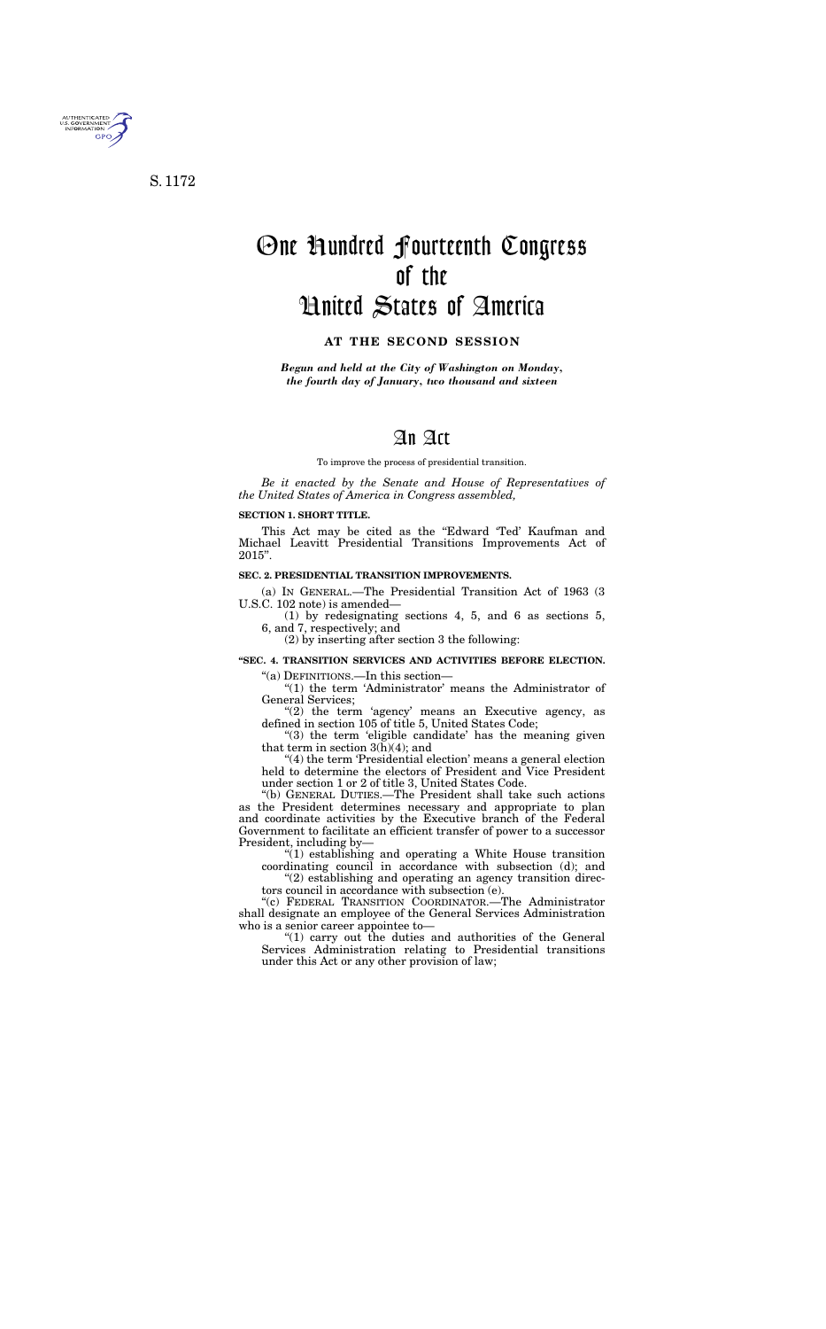S. 1172

# One Hundred Fourteenth Congress of the United States of America

**AT THE SECOND SESSION**

***Begun and held at the City of Washington on Monday, the fourth day of January, two thousand and sixteen***

# An Act

To improve the process of presidential transition.

*Be it enacted by the Senate and House of Representatives of the United States of America in Congress assembled,*

**SECTION 1. SHORT TITLE.**

This Act may be cited as the "Edward 'Ted' Kaufman and Michael Leavitt Presidential Transitions Improvements Act of 2015".

**SEC. 2. PRESIDENTIAL TRANSITION IMPROVEMENTS.**

(a) IN GENERAL.—The Presidential Transition Act of 1963 (3 U.S.C. 102 note) is amended—

(1) by redesignating sections 4, 5, and 6 as sections 5, 6, and 7, respectively; and

(2) by inserting after section 3 the following:

**"SEC. 4. TRANSITION SERVICES AND ACTIVITIES BEFORE ELECTION.**

"(a) DEFINITIONS.—In this section—

"(1) the term 'Administrator' means the Administrator of General Services;

"(2) the term 'agency' means an Executive agency, as defined in section 105 of title 5, United States Code;

"(3) the term 'eligible candidate' has the meaning given that term in section 3(h)(4); and

"(4) the term 'Presidential election' means a general election held to determine the electors of President and Vice President under section 1 or 2 of title 3, United States Code.

"(b) GENERAL DUTIES.—The President shall take such actions as the President determines necessary and appropriate to plan and coordinate activities by the Executive branch of the Federal Government to facilitate an efficient transfer of power to a successor President, including by—

"(1) establishing and operating a White House transition coordinating council in accordance with subsection (d); and

"(2) establishing and operating an agency transition directors council in accordance with subsection (e).

"(c) FEDERAL TRANSITION COORDINATOR.—The Administrator shall designate an employee of the General Services Administration who is a senior career appointee to—

"(1) carry out the duties and authorities of the General Services Administration relating to Presidential transitions under this Act or any other provision of law;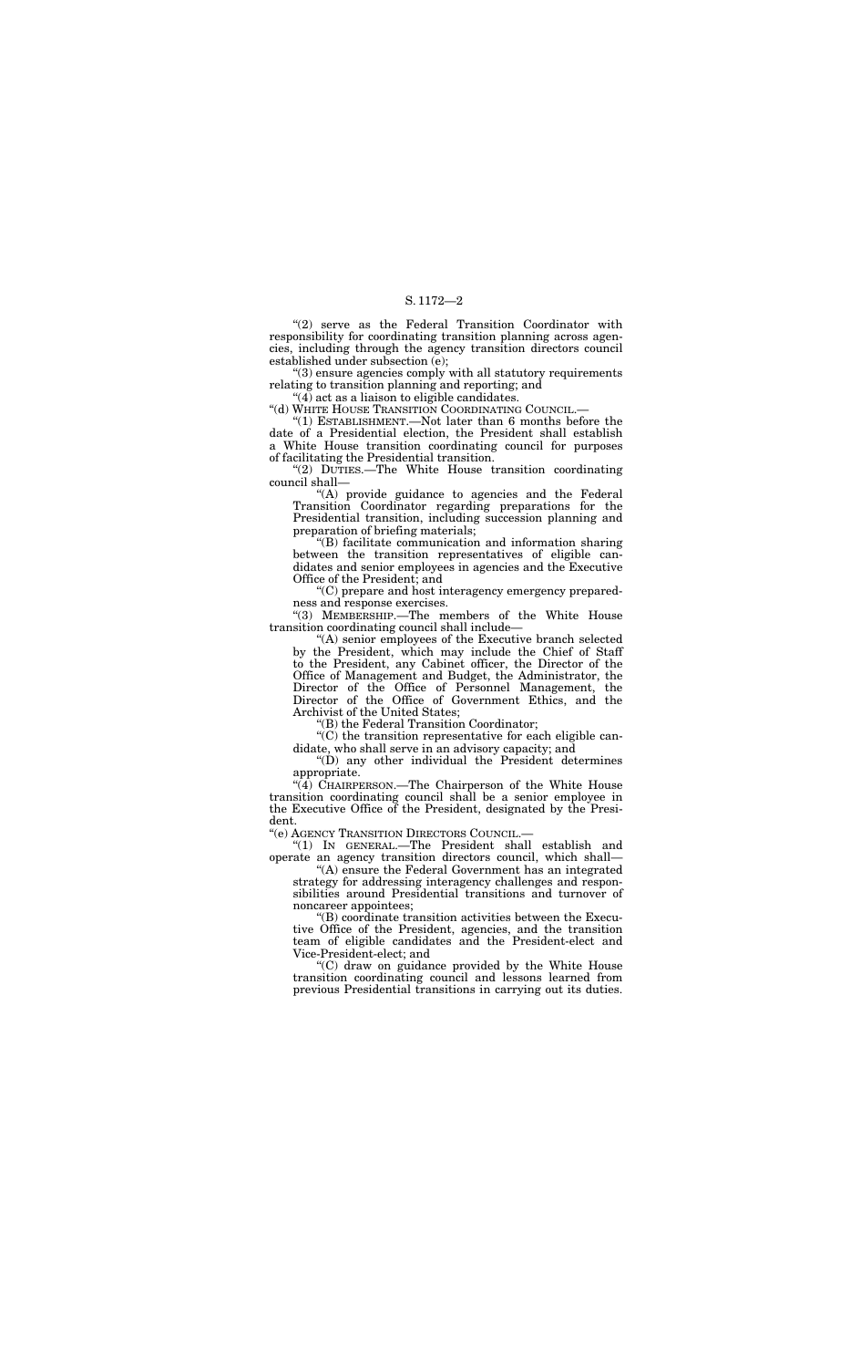"(2) serve as the Federal Transition Coordinator with responsibility for coordinating transition planning across agencies, including through the agency transition directors council established under subsection (e);

"(3) ensure agencies comply with all statutory requirements relating to transition planning and reporting; and

"(4) act as a liaison to eligible candidates.

"(d) WHITE HOUSE TRANSITION COORDINATING COUNCIL.—

"(1) ESTABLISHMENT.—Not later than 6 months before the date of a Presidential election, the President shall establish a White House transition coordinating council for purposes of facilitating the Presidential transition.

"(2) DUTIES.—The White House transition coordinating council shall—

"(A) provide guidance to agencies and the Federal Transition Coordinator regarding preparations for the Presidential transition, including succession planning and preparation of briefing materials;

"(B) facilitate communication and information sharing between the transition representatives of eligible candidates and senior employees in agencies and the Executive Office of the President; and

"(C) prepare and host interagency emergency preparedness and response exercises.

"(3) MEMBERSHIP.—The members of the White House transition coordinating council shall include—

"(A) senior employees of the Executive branch selected by the President, which may include the Chief of Staff to the President, any Cabinet officer, the Director of the Office of Management and Budget, the Administrator, the Director of the Office of Personnel Management, the Director of the Office of Government Ethics, and the Archivist of the United States;

"(B) the Federal Transition Coordinator;

"(C) the transition representative for each eligible candidate, who shall serve in an advisory capacity; and

"(D) any other individual the President determines appropriate.

"(4) CHAIRPERSON.—The Chairperson of the White House transition coordinating council shall be a senior employee in the Executive Office of the President, designated by the President.

"(e) AGENCY TRANSITION DIRECTORS COUNCIL.—

"(1) IN GENERAL.—The President shall establish and operate an agency transition directors council, which shall—

"(A) ensure the Federal Government has an integrated strategy for addressing interagency challenges and responsibilities around Presidential transitions and turnover of noncareer appointees;

"(B) coordinate transition activities between the Executive Office of the President, agencies, and the transition team of eligible candidates and the President-elect and Vice-President-elect; and

"(C) draw on guidance provided by the White House transition coordinating council and lessons learned from previous Presidential transitions in carrying out its duties.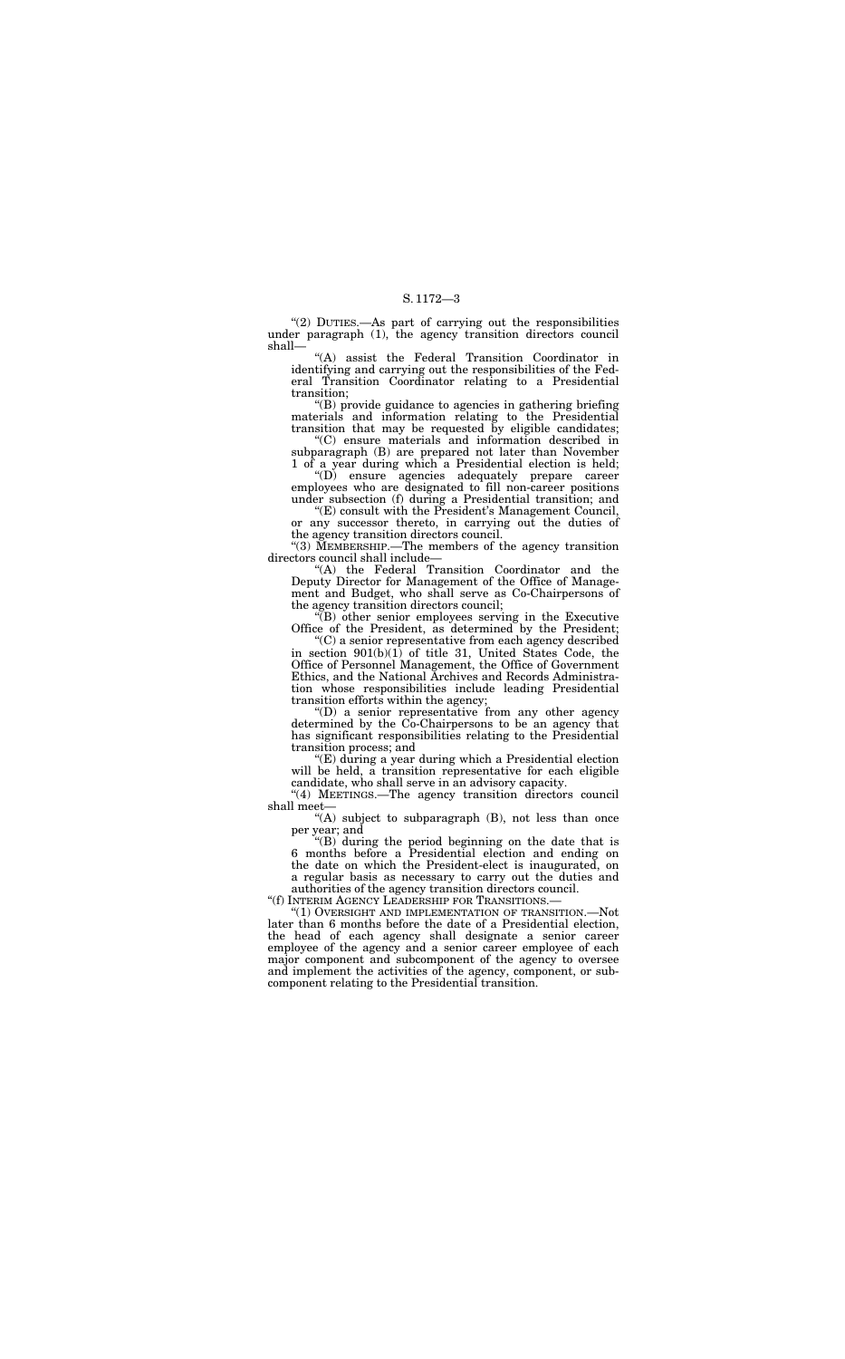"(2) DUTIES.—As part of carrying out the responsibilities under paragraph (1), the agency transition directors council shall—

"(A) assist the Federal Transition Coordinator in identifying and carrying out the responsibilities of the Federal Transition Coordinator relating to a Presidential transition;

"(B) provide guidance to agencies in gathering briefing materials and information relating to the Presidential transition that may be requested by eligible candidates;

"(C) ensure materials and information described in subparagraph (B) are prepared not later than November 1 of a year during which a Presidential election is held;

"(D) ensure agencies adequately prepare career employees who are designated to fill non-career positions under subsection (f) during a Presidential transition; and

"(E) consult with the President's Management Council, or any successor thereto, in carrying out the duties of the agency transition directors council.

"(3) MEMBERSHIP.—The members of the agency transition directors council shall include—

"(A) the Federal Transition Coordinator and the Deputy Director for Management of the Office of Management and Budget, who shall serve as Co-Chairpersons of the agency transition directors council;

"(B) other senior employees serving in the Executive Office of the President, as determined by the President;

"(C) a senior representative from each agency described in section 901(b)(1) of title 31, United States Code, the Office of Personnel Management, the Office of Government Ethics, and the National Archives and Records Administration whose responsibilities include leading Presidential transition efforts within the agency;

"(D) a senior representative from any other agency determined by the Co-Chairpersons to be an agency that has significant responsibilities relating to the Presidential transition process; and

"(E) during a year during which a Presidential election will be held, a transition representative for each eligible candidate, who shall serve in an advisory capacity.

"(4) MEETINGS.—The agency transition directors council shall meet—

"(A) subject to subparagraph (B), not less than once per year; and

"(B) during the period beginning on the date that is 6 months before a Presidential election and ending on the date on which the President-elect is inaugurated, on a regular basis as necessary to carry out the duties and authorities of the agency transition directors council.

"(f) INTERIM AGENCY LEADERSHIP FOR TRANSITIONS.—

"(1) OVERSIGHT AND IMPLEMENTATION OF TRANSITION.—Not later than 6 months before the date of a Presidential election, the head of each agency shall designate a senior career employee of the agency and a senior career employee of each major component and subcomponent of the agency to oversee and implement the activities of the agency, component, or subcomponent relating to the Presidential transition.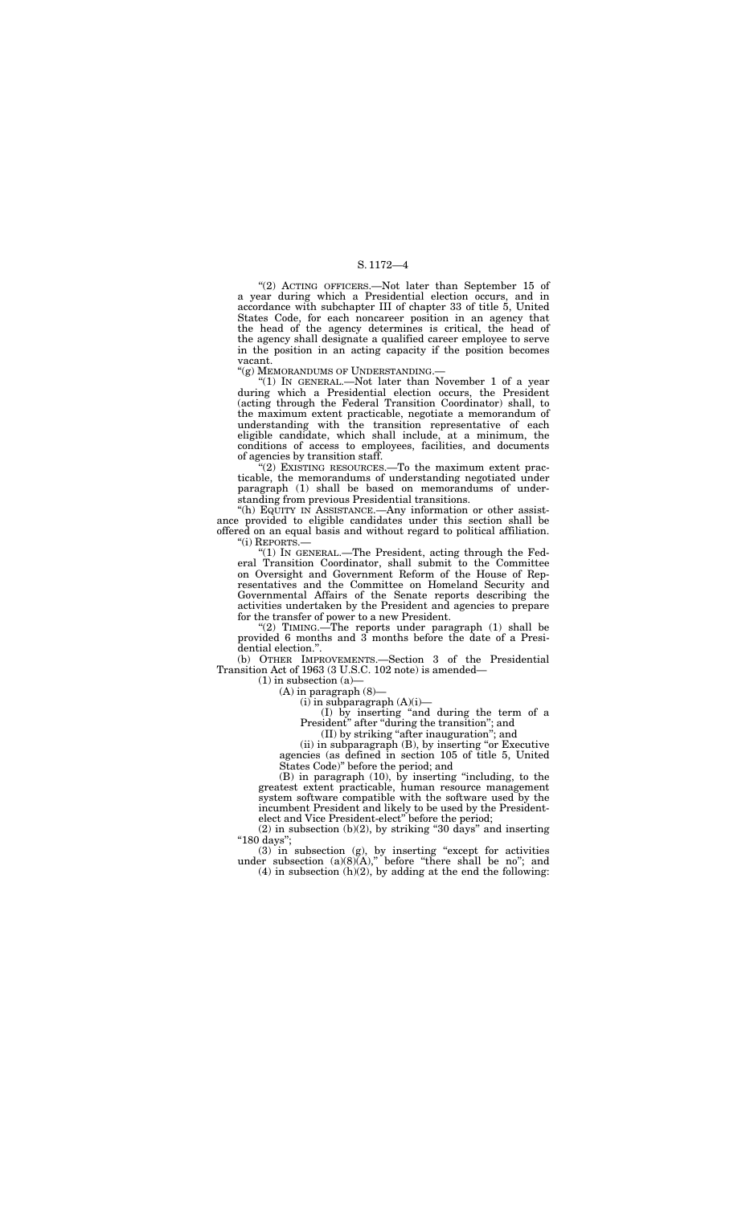"(2) ACTING OFFICERS.—Not later than September 15 of a year during which a Presidential election occurs, and in accordance with subchapter III of chapter 33 of title 5, United States Code, for each noncareer position in an agency that the head of the agency determines is critical, the head of the agency shall designate a qualified career employee to serve in the position in an acting capacity if the position becomes vacant.

"(g) MEMORANDUMS OF UNDERSTANDING.—

"(1) IN GENERAL.—Not later than November 1 of a year during which a Presidential election occurs, the President (acting through the Federal Transition Coordinator) shall, to the maximum extent practicable, negotiate a memorandum of understanding with the transition representative of each eligible candidate, which shall include, at a minimum, the conditions of access to employees, facilities, and documents of agencies by transition staff.

"(2) EXISTING RESOURCES.—To the maximum extent practicable, the memorandums of understanding negotiated under paragraph (1) shall be based on memorandums of understanding from previous Presidential transitions.

"(h) EQUITY IN ASSISTANCE.—Any information or other assistance provided to eligible candidates under this section shall be offered on an equal basis and without regard to political affiliation.

"(i) REPORTS.—

"(1) IN GENERAL.—The President, acting through the Federal Transition Coordinator, shall submit to the Committee on Oversight and Government Reform of the House of Representatives and the Committee on Homeland Security and Governmental Affairs of the Senate reports describing the activities undertaken by the President and agencies to prepare for the transfer of power to a new President.

"(2) TIMING.—The reports under paragraph (1) shall be provided 6 months and 3 months before the date of a Presidential election.".

(b) OTHER IMPROVEMENTS.—Section 3 of the Presidential Transition Act of 1963 (3 U.S.C. 102 note) is amended—

(1) in subsection (a)—

(A) in paragraph (8)—

(i) in subparagraph (A)(i)—

(I) by inserting "and during the term of a President" after "during the transition"; and

(II) by striking "after inauguration"; and

(ii) in subparagraph (B), by inserting "or Executive agencies (as defined in section 105 of title 5, United States Code)" before the period; and

(B) in paragraph (10), by inserting "including, to the greatest extent practicable, human resource management system software compatible with the software used by the incumbent President and likely to be used by the President-elect and Vice President-elect" before the period;

(2) in subsection (b)(2), by striking "30 days" and inserting "180 days";

(3) in subsection (g), by inserting "except for activities under subsection (a)(8)(A)," before "there shall be no"; and

(4) in subsection (h)(2), by adding at the end the following: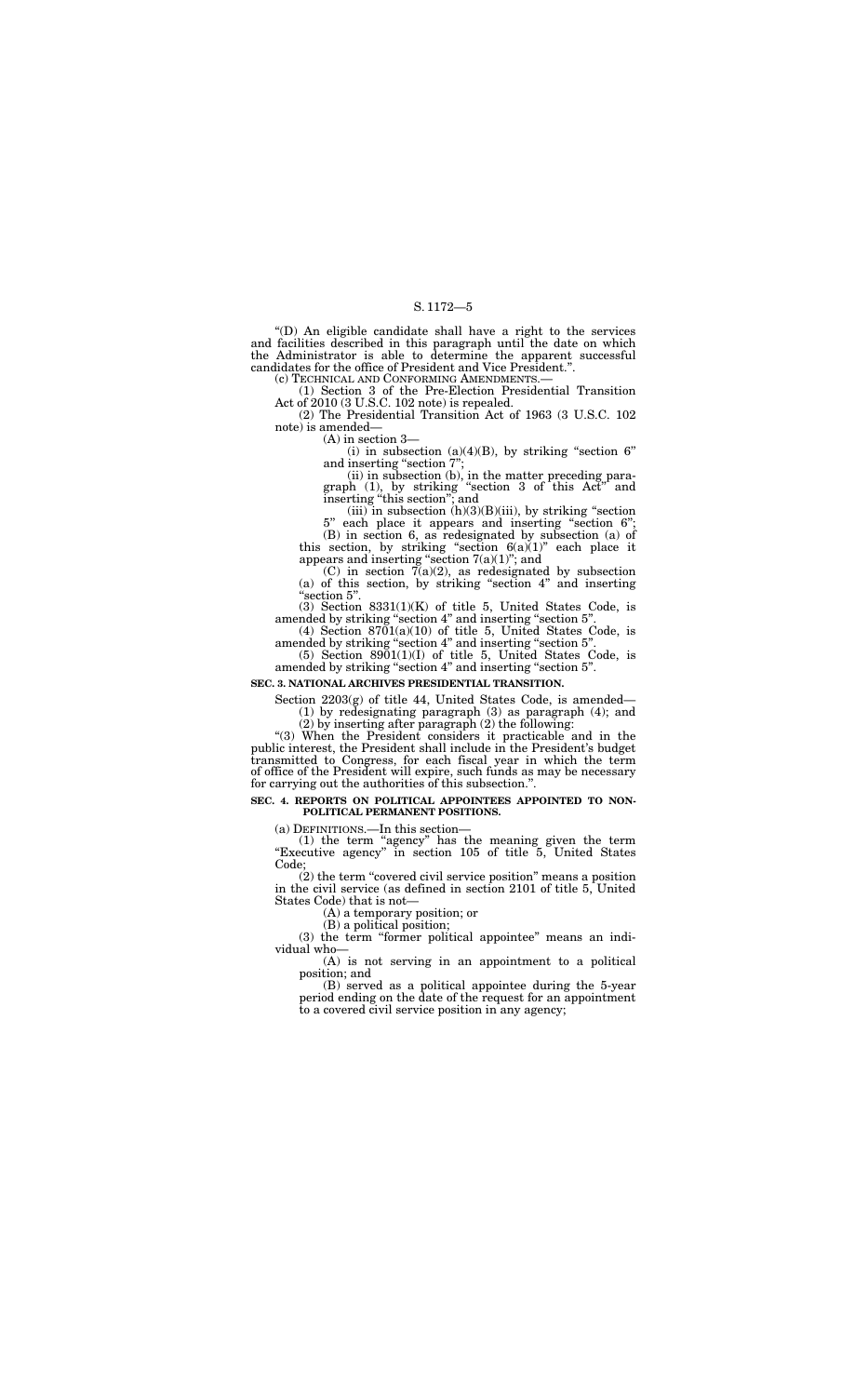"(D) An eligible candidate shall have a right to the services and facilities described in this paragraph until the date on which the Administrator is able to determine the apparent successful candidates for the office of President and Vice President.".

(c) TECHNICAL AND CONFORMING AMENDMENTS.—

(1) Section 3 of the Pre-Election Presidential Transition Act of 2010 (3 U.S.C. 102 note) is repealed.

(2) The Presidential Transition Act of 1963 (3 U.S.C. 102 note) is amended—

(A) in section 3—

(i) in subsection (a)(4)(B), by striking "section 6" and inserting "section 7";

(ii) in subsection (b), in the matter preceding paragraph (1), by striking "section 3 of this Act" and inserting "this section"; and

(iii) in subsection (h)(3)(B)(iii), by striking "section 5" each place it appears and inserting "section 6";

(B) in section 6, as redesignated by subsection (a) of this section, by striking "section 6(a)(1)" each place it appears and inserting "section 7(a)(1)"; and

(C) in section 7(a)(2), as redesignated by subsection (a) of this section, by striking "section 4" and inserting "section 5".

(3) Section 8331(1)(K) of title 5, United States Code, is amended by striking "section 4" and inserting "section 5".

(4) Section 8701(a)(10) of title 5, United States Code, is amended by striking "section 4" and inserting "section 5".

(5) Section 8901(1)(I) of title 5, United States Code, is amended by striking "section 4" and inserting "section 5".

**SEC. 3. NATIONAL ARCHIVES PRESIDENTIAL TRANSITION.**

Section 2203(g) of title 44, United States Code, is amended—

(1) by redesignating paragraph (3) as paragraph (4); and

(2) by inserting after paragraph (2) the following:

"(3) When the President considers it practicable and in the public interest, the President shall include in the President's budget transmitted to Congress, for each fiscal year in which the term of office of the President will expire, such funds as may be necessary for carrying out the authorities of this subsection.".

**SEC. 4. REPORTS ON POLITICAL APPOINTEES APPOINTED TO NON-POLITICAL PERMANENT POSITIONS.**

(a) DEFINITIONS.—In this section—

(1) the term "agency" has the meaning given the term "Executive agency" in section 105 of title 5, United States Code;

(2) the term "covered civil service position" means a position in the civil service (as defined in section 2101 of title 5, United States Code) that is not—

(A) a temporary position; or

(B) a political position;

(3) the term "former political appointee" means an individual who—

(A) is not serving in an appointment to a political position; and

(B) served as a political appointee during the 5-year period ending on the date of the request for an appointment to a covered civil service position in any agency;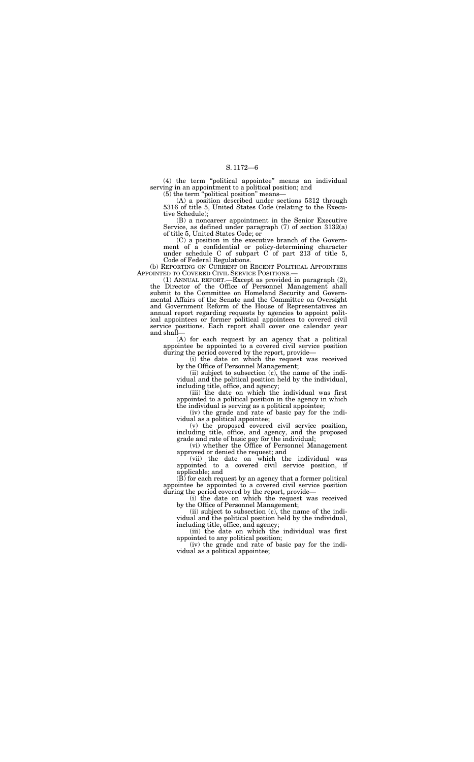(4) the term "political appointee" means an individual serving in an appointment to a political position; and

(5) the term "political position" means—

(A) a position described under sections 5312 through 5316 of title 5, United States Code (relating to the Executive Schedule);

(B) a noncareer appointment in the Senior Executive Service, as defined under paragraph (7) of section 3132(a) of title 5, United States Code; or

(C) a position in the executive branch of the Government of a confidential or policy-determining character under schedule C of subpart C of part 213 of title 5, Code of Federal Regulations.

(b) REPORTING ON CURRENT OR RECENT POLITICAL APPOINTEES APPOINTED TO COVERED CIVIL SERVICE POSITIONS.—

(1) ANNUAL REPORT.—Except as provided in paragraph (2), the Director of the Office of Personnel Management shall submit to the Committee on Homeland Security and Governmental Affairs of the Senate and the Committee on Oversight and Government Reform of the House of Representatives an annual report regarding requests by agencies to appoint political appointees or former political appointees to covered civil service positions. Each report shall cover one calendar year and shall—

(A) for each request by an agency that a political appointee be appointed to a covered civil service position during the period covered by the report, provide—

(i) the date on which the request was received by the Office of Personnel Management;

(ii) subject to subsection (c), the name of the individual and the political position held by the individual, including title, office, and agency;

(iii) the date on which the individual was first appointed to a political position in the agency in which the individual is serving as a political appointee;

(iv) the grade and rate of basic pay for the individual as a political appointee;

(v) the proposed covered civil service position, including title, office, and agency, and the proposed grade and rate of basic pay for the individual;

(vi) whether the Office of Personnel Management approved or denied the request; and

(vii) the date on which the individual was appointed to a covered civil service position, if applicable; and

(B) for each request by an agency that a former political appointee be appointed to a covered civil service position during the period covered by the report, provide—

(i) the date on which the request was received by the Office of Personnel Management;

(ii) subject to subsection (c), the name of the individual and the political position held by the individual, including title, office, and agency;

(iii) the date on which the individual was first appointed to any political position;

(iv) the grade and rate of basic pay for the individual as a political appointee;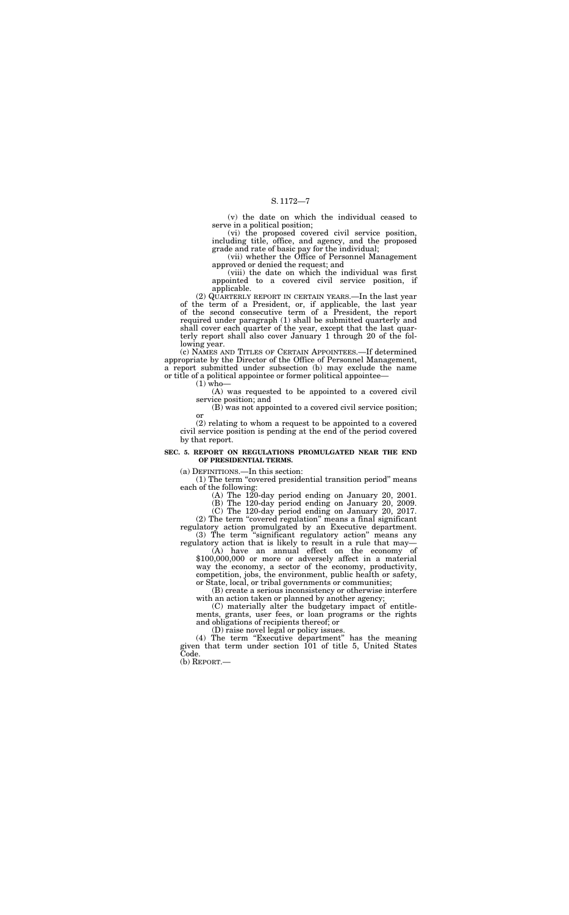(v) the date on which the individual ceased to serve in a political position;

(vi) the proposed covered civil service position, including title, office, and agency, and the proposed grade and rate of basic pay for the individual;

(vii) whether the Office of Personnel Management approved or denied the request; and

(viii) the date on which the individual was first appointed to a covered civil service position, if applicable.

(2) QUARTERLY REPORT IN CERTAIN YEARS.—In the last year of the term of a President, or, if applicable, the last year of the second consecutive term of a President, the report required under paragraph (1) shall be submitted quarterly and shall cover each quarter of the year, except that the last quarterly report shall also cover January 1 through 20 of the following year.

(c) NAMES AND TITLES OF CERTAIN APPOINTEES.—If determined appropriate by the Director of the Office of Personnel Management, a report submitted under subsection (b) may exclude the name or title of a political appointee or former political appointee—

(1) who—

(A) was requested to be appointed to a covered civil service position; and

(B) was not appointed to a covered civil service position; or

(2) relating to whom a request to be appointed to a covered civil service position is pending at the end of the period covered by that report.

**SEC. 5. REPORT ON REGULATIONS PROMULGATED NEAR THE END OF PRESIDENTIAL TERMS.**

(a) DEFINITIONS.—In this section:

(1) The term "covered presidential transition period" means each of the following:

(A) The 120-day period ending on January 20, 2001.

(B) The 120-day period ending on January 20, 2009.

(C) The 120-day period ending on January 20, 2017.

(2) The term "covered regulation" means a final significant regulatory action promulgated by an Executive department.

(3) The term "significant regulatory action" means any regulatory action that is likely to result in a rule that may—

(A) have an annual effect on the economy of $100,000,000 or more or adversely affect in a material way the economy, a sector of the economy, productivity, competition, jobs, the environment, public health or safety, or State, local, or tribal governments or communities;

(B) create a serious inconsistency or otherwise interfere with an action taken or planned by another agency;

(C) materially alter the budgetary impact of entitlements, grants, user fees, or loan programs or the rights and obligations of recipients thereof; or

(D) raise novel legal or policy issues.

(4) The term "Executive department" has the meaning given that term under section 101 of title 5, United States Code.

(b) REPORT.—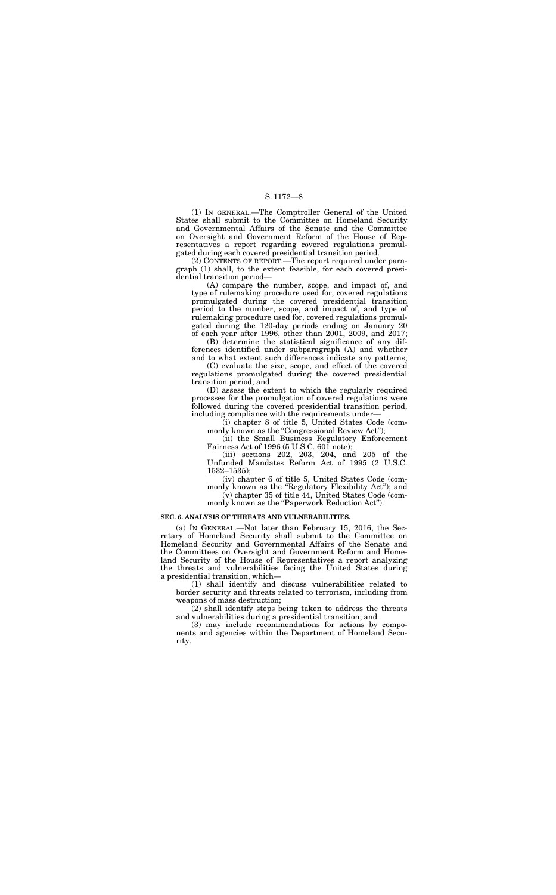(1) IN GENERAL.—The Comptroller General of the United States shall submit to the Committee on Homeland Security and Governmental Affairs of the Senate and the Committee on Oversight and Government Reform of the House of Representatives a report regarding covered regulations promulgated during each covered presidential transition period.

(2) CONTENTS OF REPORT.—The report required under paragraph (1) shall, to the extent feasible, for each covered presidential transition period—

(A) compare the number, scope, and impact of, and type of rulemaking procedure used for, covered regulations promulgated during the covered presidential transition period to the number, scope, and impact of, and type of rulemaking procedure used for, covered regulations promulgated during the 120-day periods ending on January 20 of each year after 1996, other than 2001, 2009, and 2017;

(B) determine the statistical significance of any differences identified under subparagraph (A) and whether and to what extent such differences indicate any patterns;

(C) evaluate the size, scope, and effect of the covered regulations promulgated during the covered presidential transition period; and

(D) assess the extent to which the regularly required processes for the promulgation of covered regulations were followed during the covered presidential transition period, including compliance with the requirements under—

(i) chapter 8 of title 5, United States Code (commonly known as the "Congressional Review Act");

(ii) the Small Business Regulatory Enforcement Fairness Act of 1996 (5 U.S.C. 601 note);

(iii) sections 202, 203, 204, and 205 of the Unfunded Mandates Reform Act of 1995 (2 U.S.C. 1532–1535);

(iv) chapter 6 of title 5, United States Code (commonly known as the "Regulatory Flexibility Act"); and

(v) chapter 35 of title 44, United States Code (commonly known as the "Paperwork Reduction Act").

**SEC. 6. ANALYSIS OF THREATS AND VULNERABILITIES.**

(a) IN GENERAL.—Not later than February 15, 2016, the Secretary of Homeland Security shall submit to the Committee on Homeland Security and Governmental Affairs of the Senate and the Committees on Oversight and Government Reform and Homeland Security of the House of Representatives a report analyzing the threats and vulnerabilities facing the United States during a presidential transition, which—

(1) shall identify and discuss vulnerabilities related to border security and threats related to terrorism, including from weapons of mass destruction;

(2) shall identify steps being taken to address the threats and vulnerabilities during a presidential transition; and

(3) may include recommendations for actions by components and agencies within the Department of Homeland Security.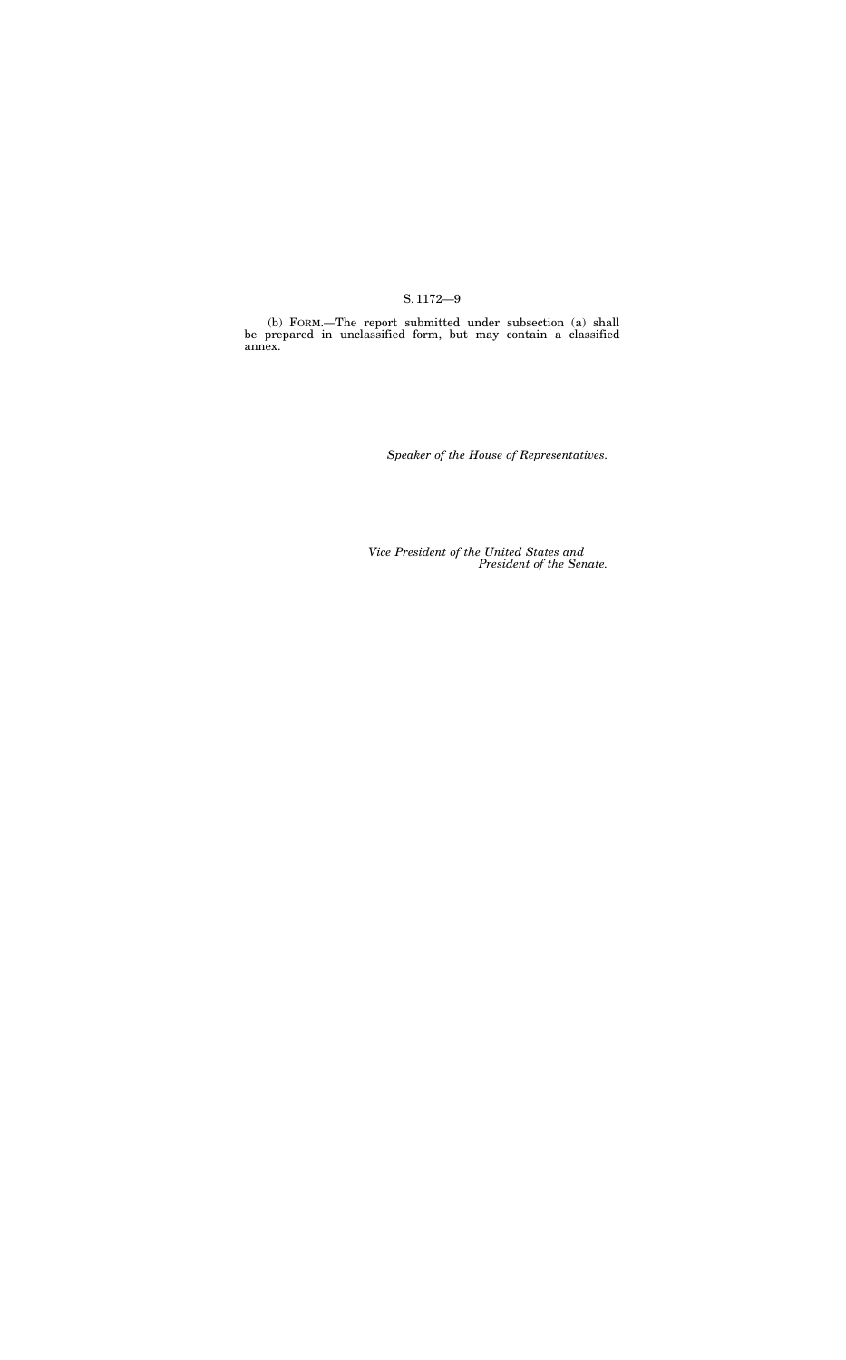(b) FORM.—The report submitted under subsection (a) shall be prepared in unclassified form, but may contain a classified annex.

*Speaker of the House of Representatives.*

*Vice President of the United States and President of the Senate.*